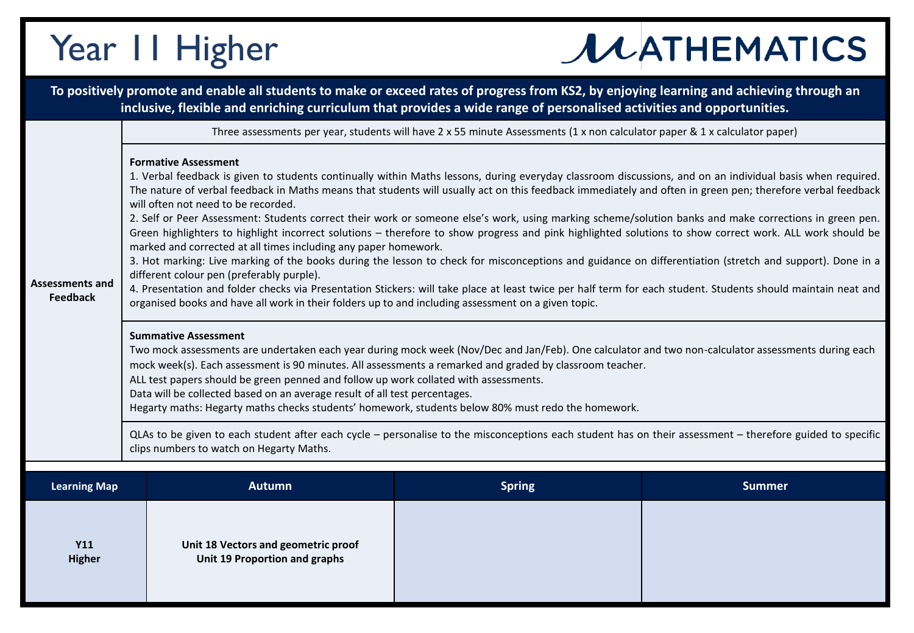# Year 11 Higher

# MATHEMATICS

**To positively promote and enable all students to make or exceed rates of progress from KS2, by enjoying learning and achieving through an inclusive, flexible and enriching curriculum that provides a wide range of personalised activities and opportunities.**

| | |
|---|---|
| **Assessments and Feedback** | Three assessments per year, students will have 2 x 55 minute Assessments (1 x non calculator paper & 1 x calculator paper) |
| | **Formative Assessment**<br>1. Verbal feedback is given to students continually within Maths lessons, during everyday classroom discussions, and on an individual basis when required. The nature of verbal feedback in Maths means that students will usually act on this feedback immediately and often in green pen; therefore verbal feedback will often not need to be recorded.<br>2. Self or Peer Assessment: Students correct their work or someone else's work, using marking scheme/solution banks and make corrections in green pen. Green highlighters to highlight incorrect solutions – therefore to show progress and pink highlighted solutions to show correct work. ALL work should be marked and corrected at all times including any paper homework.<br>3. Hot marking: Live marking of the books during the lesson to check for misconceptions and guidance on differentiation (stretch and support). Done in a different colour pen (preferably purple).<br>4. Presentation and folder checks via Presentation Stickers: will take place at least twice per half term for each student. Students should maintain neat and organised books and have all work in their folders up to and including assessment on a given topic. |
| | **Summative Assessment**<br>Two mock assessments are undertaken each year during mock week (Nov/Dec and Jan/Feb). One calculator and two non-calculator assessments during each mock week(s). Each assessment is 90 minutes. All assessments a remarked and graded by classroom teacher.<br>ALL test papers should be green penned and follow up work collated with assessments.<br>Data will be collected based on an average result of all test percentages.<br>Hegarty maths: Hegarty maths checks students' homework, students below 80% must redo the homework. |
| | QLAs to be given to each student after each cycle – personalise to the misconceptions each student has on their assessment – therefore guided to specific clips numbers to watch on Hegarty Maths. |

| Learning Map | Autumn | Spring | Summer |
|---|---|---|---|
| **Y11 Higher** | **Unit 18 Vectors and geometric proof**<br>**Unit 19 Proportion and graphs** | | |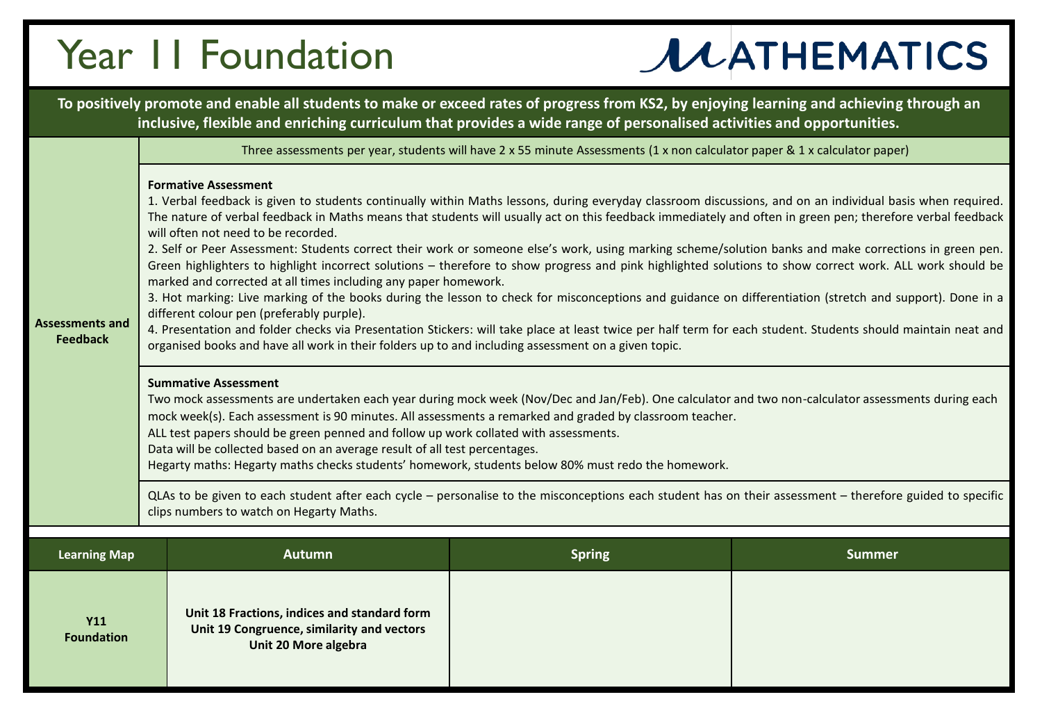# Year 11 Foundation

# MATHEMATICS

**To positively promote and enable all students to make or exceed rates of progress from KS2, by enjoying learning and achieving through an inclusive, flexible and enriching curriculum that provides a wide range of personalised activities and opportunities.**

| | |
|---|---|
| **Assessments and Feedback** | Three assessments per year, students will have 2 x 55 minute Assessments (1 x non calculator paper & 1 x calculator paper) |
| | **Formative Assessment**<br>1. Verbal feedback is given to students continually within Maths lessons, during everyday classroom discussions, and on an individual basis when required. The nature of verbal feedback in Maths means that students will usually act on this feedback immediately and often in green pen; therefore verbal feedback will often not need to be recorded.<br>2. Self or Peer Assessment: Students correct their work or someone else's work, using marking scheme/solution banks and make corrections in green pen. Green highlighters to highlight incorrect solutions – therefore to show progress and pink highlighted solutions to show correct work. ALL work should be marked and corrected at all times including any paper homework.<br>3. Hot marking: Live marking of the books during the lesson to check for misconceptions and guidance on differentiation (stretch and support). Done in a different colour pen (preferably purple).<br>4. Presentation and folder checks via Presentation Stickers: will take place at least twice per half term for each student. Students should maintain neat and organised books and have all work in their folders up to and including assessment on a given topic. |
| | **Summative Assessment**<br>Two mock assessments are undertaken each year during mock week (Nov/Dec and Jan/Feb). One calculator and two non-calculator assessments during each mock week(s). Each assessment is 90 minutes. All assessments a remarked and graded by classroom teacher.<br>ALL test papers should be green penned and follow up work collated with assessments.<br>Data will be collected based on an average result of all test percentages.<br>Hegarty maths: Hegarty maths checks students' homework, students below 80% must redo the homework. |
| | QLAs to be given to each student after each cycle – personalise to the misconceptions each student has on their assessment – therefore guided to specific clips numbers to watch on Hegarty Maths. |

| Learning Map | Autumn | Spring | Summer |
|---|---|---|---|
| **Y11 Foundation** | **Unit 18 Fractions, indices and standard form**<br>**Unit 19 Congruence, similarity and vectors**<br>**Unit 20 More algebra** | | |